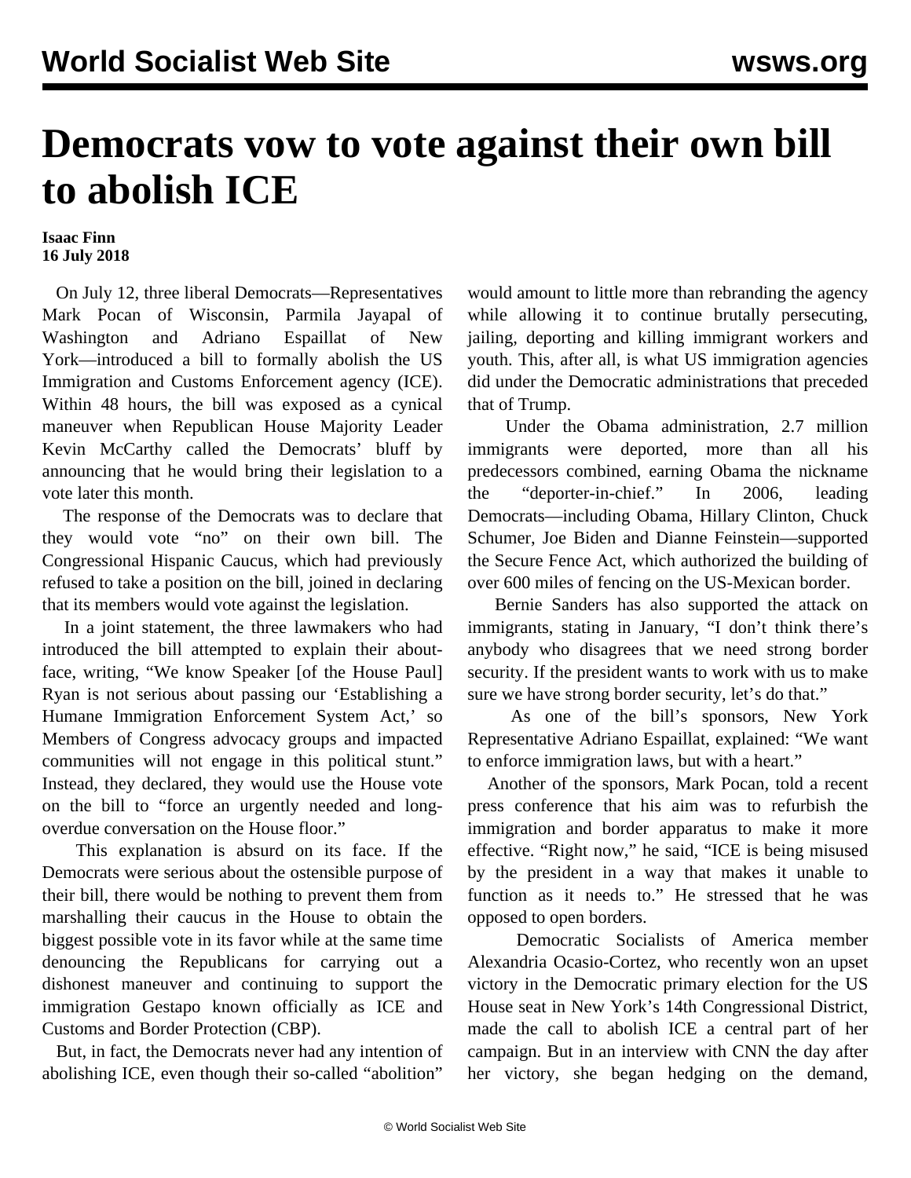# Democrats vow to vote against their own bill to abolish ICE

**Isaac Finn**
**16 July 2018**

On July 12, three liberal Democrats—Representatives Mark Pocan of Wisconsin, Parmila Jayapal of Washington and Adriano Espaillat of New York—introduced a bill to formally abolish the US Immigration and Customs Enforcement agency (ICE). Within 48 hours, the bill was exposed as a cynical maneuver when Republican House Majority Leader Kevin McCarthy called the Democrats' bluff by announcing that he would bring their legislation to a vote later this month.

The response of the Democrats was to declare that they would vote "no" on their own bill. The Congressional Hispanic Caucus, which had previously refused to take a position on the bill, joined in declaring that its members would vote against the legislation.

In a joint statement, the three lawmakers who had introduced the bill attempted to explain their about-face, writing, "We know Speaker [of the House Paul] Ryan is not serious about passing our 'Establishing a Humane Immigration Enforcement System Act,' so Members of Congress advocacy groups and impacted communities will not engage in this political stunt." Instead, they declared, they would use the House vote on the bill to "force an urgently needed and long-overdue conversation on the House floor."

This explanation is absurd on its face. If the Democrats were serious about the ostensible purpose of their bill, there would be nothing to prevent them from marshalling their caucus in the House to obtain the biggest possible vote in its favor while at the same time denouncing the Republicans for carrying out a dishonest maneuver and continuing to support the immigration Gestapo known officially as ICE and Customs and Border Protection (CBP).

But, in fact, the Democrats never had any intention of abolishing ICE, even though their so-called "abolition" would amount to little more than rebranding the agency while allowing it to continue brutally persecuting, jailing, deporting and killing immigrant workers and youth. This, after all, is what US immigration agencies did under the Democratic administrations that preceded that of Trump.

Under the Obama administration, 2.7 million immigrants were deported, more than all his predecessors combined, earning Obama the nickname the "deporter-in-chief." In 2006, leading Democrats—including Obama, Hillary Clinton, Chuck Schumer, Joe Biden and Dianne Feinstein—supported the Secure Fence Act, which authorized the building of over 600 miles of fencing on the US-Mexican border.

Bernie Sanders has also supported the attack on immigrants, stating in January, "I don't think there's anybody who disagrees that we need strong border security. If the president wants to work with us to make sure we have strong border security, let's do that."

As one of the bill's sponsors, New York Representative Adriano Espaillat, explained: "We want to enforce immigration laws, but with a heart."

Another of the sponsors, Mark Pocan, told a recent press conference that his aim was to refurbish the immigration and border apparatus to make it more effective. "Right now," he said, "ICE is being misused by the president in a way that makes it unable to function as it needs to." He stressed that he was opposed to open borders.

Democratic Socialists of America member Alexandria Ocasio-Cortez, who recently won an upset victory in the Democratic primary election for the US House seat in New York's 14th Congressional District, made the call to abolish ICE a central part of her campaign. But in an interview with CNN the day after her victory, she began hedging on the demand,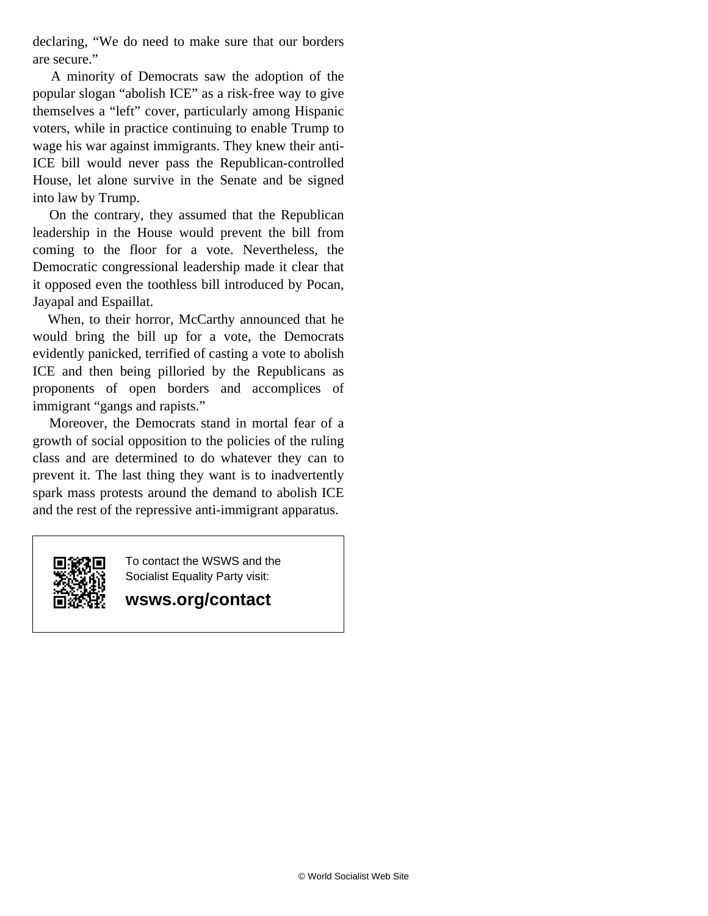declaring, "We do need to make sure that our borders are secure."

A minority of Democrats saw the adoption of the popular slogan "abolish ICE" as a risk-free way to give themselves a "left" cover, particularly among Hispanic voters, while in practice continuing to enable Trump to wage his war against immigrants. They knew their anti-ICE bill would never pass the Republican-controlled House, let alone survive in the Senate and be signed into law by Trump.

On the contrary, they assumed that the Republican leadership in the House would prevent the bill from coming to the floor for a vote. Nevertheless, the Democratic congressional leadership made it clear that it opposed even the toothless bill introduced by Pocan, Jayapal and Espaillat.

When, to their horror, McCarthy announced that he would bring the bill up for a vote, the Democrats evidently panicked, terrified of casting a vote to abolish ICE and then being pilloried by the Republicans as proponents of open borders and accomplices of immigrant "gangs and rapists."

Moreover, the Democrats stand in mortal fear of a growth of social opposition to the policies of the ruling class and are determined to do whatever they can to prevent it. The last thing they want is to inadvertently spark mass protests around the demand to abolish ICE and the rest of the repressive anti-immigrant apparatus.

To contact the WSWS and the Socialist Equality Party visit:

**wsws.org/contact**